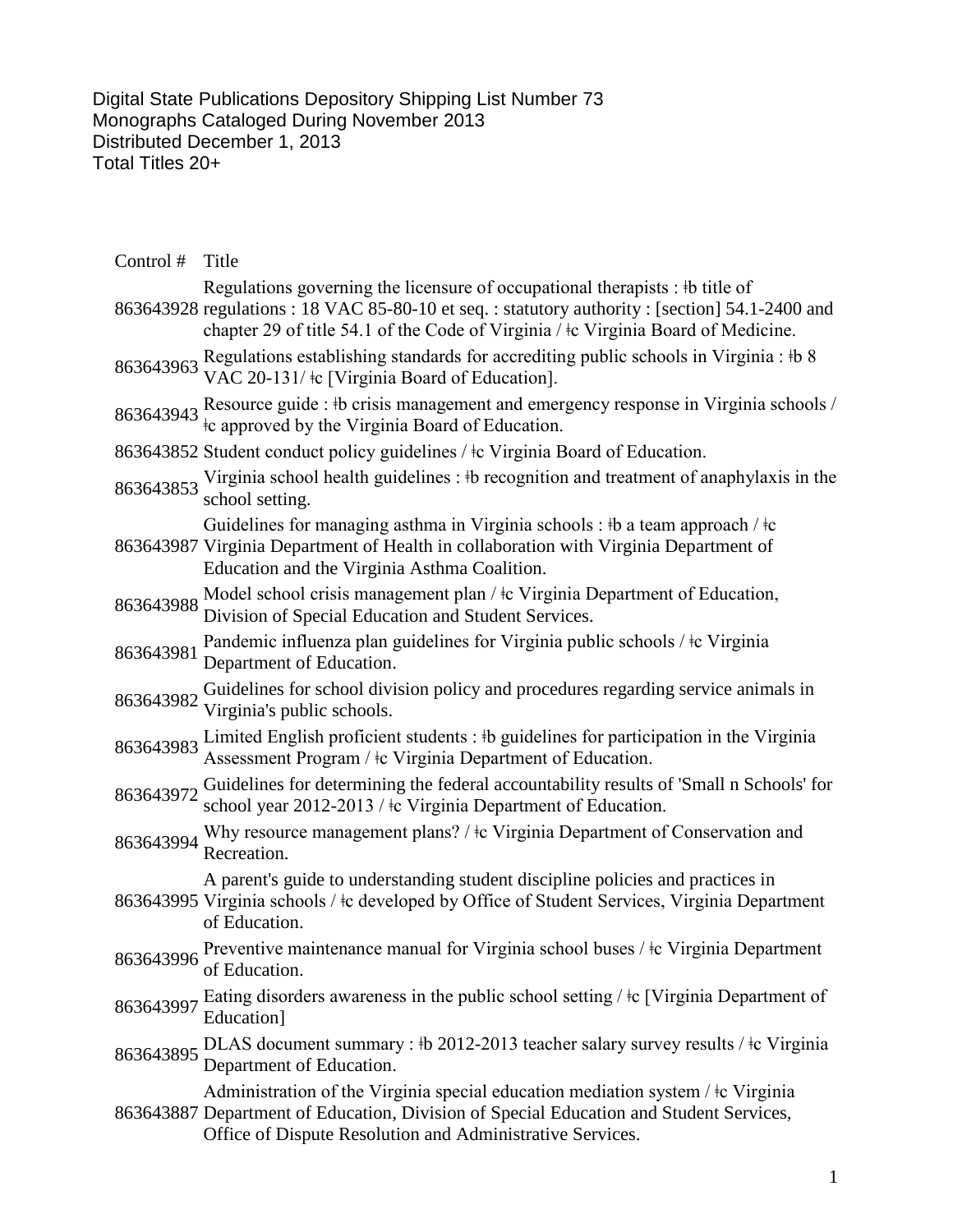Digital State Publications Depository Shipping List Number 73
Monographs Cataloged During November 2013
Distributed December 1, 2013
Total Titles 20+

| Control # | Title |
| --- | --- |
| 863643928 | Regulations governing the licensure of occupational therapists : ǂb title of regulations : 18 VAC 85-80-10 et seq. : statutory authority : [section] 54.1-2400 and chapter 29 of title 54.1 of the Code of Virginia / ǂc Virginia Board of Medicine. |
| 863643963 | Regulations establishing standards for accrediting public schools in Virginia : ǂb 8 VAC 20-131/ ǂc [Virginia Board of Education]. |
| 863643943 | Resource guide : ǂb crisis management and emergency response in Virginia schools / ǂc approved by the Virginia Board of Education. |
| 863643852 | Student conduct policy guidelines / ǂc Virginia Board of Education. |
| 863643853 | Virginia school health guidelines : ǂb recognition and treatment of anaphylaxis in the school setting. |
| 863643987 | Guidelines for managing asthma in Virginia schools : ǂb a team approach / ǂc Virginia Department of Health in collaboration with Virginia Department of Education and the Virginia Asthma Coalition. |
| 863643988 | Model school crisis management plan / ǂc Virginia Department of Education, Division of Special Education and Student Services. |
| 863643981 | Pandemic influenza plan guidelines for Virginia public schools / ǂc Virginia Department of Education. |
| 863643982 | Guidelines for school division policy and procedures regarding service animals in Virginia's public schools. |
| 863643983 | Limited English proficient students : ǂb guidelines for participation in the Virginia Assessment Program / ǂc Virginia Department of Education. |
| 863643972 | Guidelines for determining the federal accountability results of 'Small n Schools' for school year 2012-2013 / ǂc Virginia Department of Education. |
| 863643994 | Why resource management plans? / ǂc Virginia Department of Conservation and Recreation. |
| 863643995 | A parent's guide to understanding student discipline policies and practices in Virginia schools / ǂc developed by Office of Student Services, Virginia Department of Education. |
| 863643996 | Preventive maintenance manual for Virginia school buses / ǂc Virginia Department of Education. |
| 863643997 | Eating disorders awareness in the public school setting / ǂc [Virginia Department of Education] |
| 863643895 | DLAS document summary : ǂb 2012-2013 teacher salary survey results / ǂc Virginia Department of Education. |
| 863643887 | Administration of the Virginia special education mediation system / ǂc Virginia Department of Education, Division of Special Education and Student Services, Office of Dispute Resolution and Administrative Services. |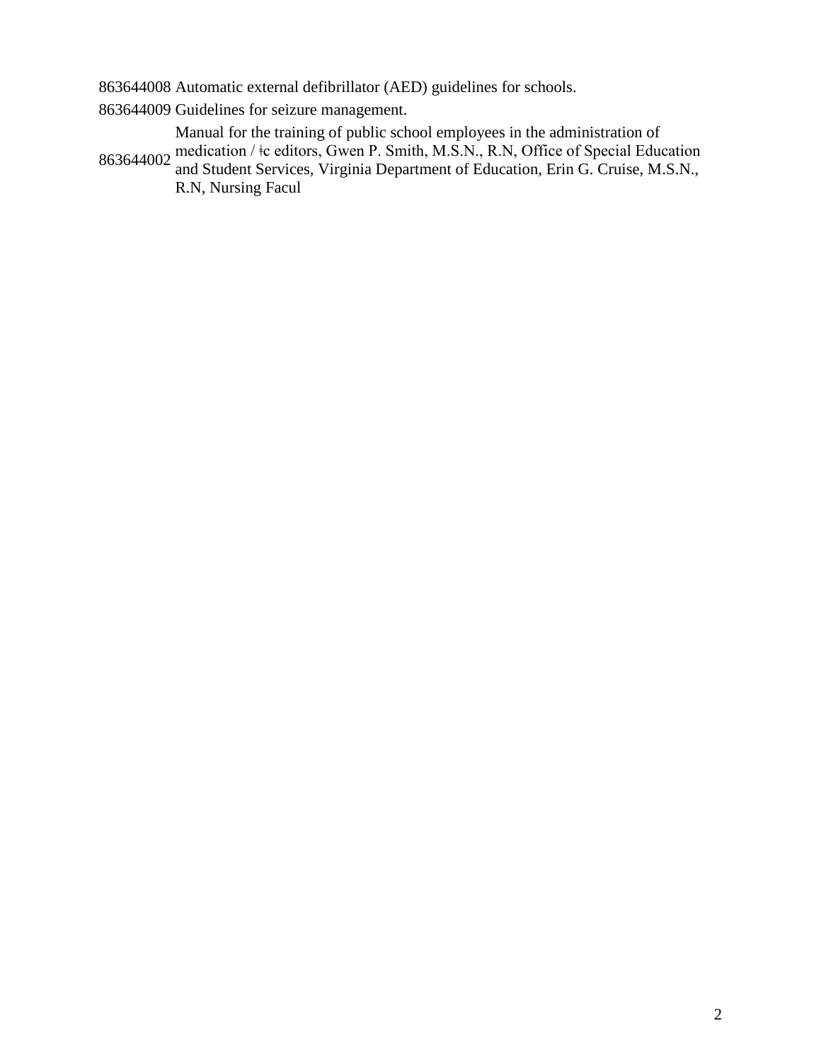| | |
|---|---|
| 863644008 | Automatic external defibrillator (AED) guidelines for schools. |
| 863644009 | Guidelines for seizure management. |
| 863644002 | Manual for the training of public school employees in the administration of medication / ǂc editors, Gwen P. Smith, M.S.N., R.N, Office of Special Education and Student Services, Virginia Department of Education, Erin G. Cruise, M.S.N., R.N, Nursing Facul |